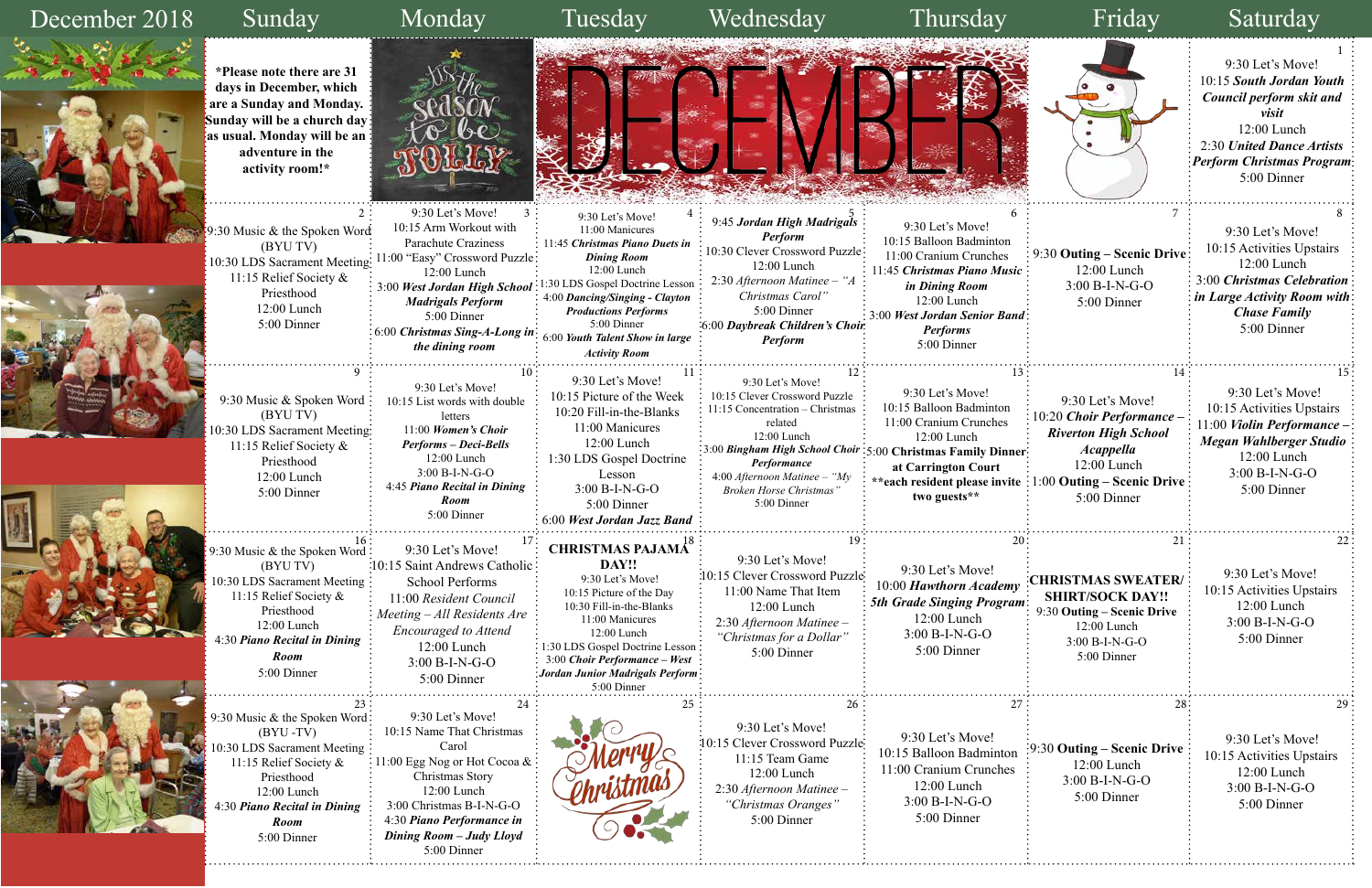# December 2018

| Sunday | Monday | Tuesday | Wednesday | Thursday | Friday | Saturday |
| --- | --- | --- | --- | --- | --- | --- |
| ***Please note there are 31 days in December, which are a Sunday and Monday. Sunday will be a church day as usual. Monday will be an adventure in the activity room!*** | | | | | | **1** 9:30 Let's Move! 10:15 ***South Jordan Youth Council perform skit and visit*** 12:00 Lunch 2:30 ***United Dance Artists Perform Christmas Program*** 5:00 Dinner |
| **2** 9:30 Music & the Spoken Word (BYU TV) 10:30 LDS Sacrament Meeting 11:15 Relief Society & Priesthood 12:00 Lunch 5:00 Dinner | **3** 9:30 Let's Move! 10:15 Arm Workout with Parachute Craziness 11:00 "Easy" Crossword Puzzle 12:00 Lunch 3:00 ***West Jordan High School Madrigals Perform*** 5:00 Dinner 6:00 ***Christmas Sing-A-Long in the dining room*** | **4** 9:30 Let's Move! 11:00 Manicures 11:45 ***Christmas Piano Duets in Dining Room*** 12:00 Lunch 1:30 LDS Gospel Doctrine Lesson 4:00 ***Dancing/Singing - Clayton Productions Performs*** 5:00 Dinner 6:00 ***Youth Talent Show in large Activity Room*** | **5** 9:45 ***Jordan High Madrigals Perform*** 10:30 Clever Crossword Puzzle 12:00 Lunch 2:30 *Afternoon Matinee – "A Christmas Carol"* 5:00 Dinner 6:00 ***Daybreak Children's Choir Perform*** | **6** 9:30 Let's Move! 10:15 Balloon Badminton 11:00 Cranium Crunches 11:45 ***Christmas Piano Music in Dining Room*** 12:00 Lunch 3:00 ***West Jordan Senior Band Performs*** 5:00 Dinner | **7** 9:30 **Outing – Scenic Drive** 12:00 Lunch 3:00 B-I-N-G-O 5:00 Dinner | **8** 9:30 Let's Move! 10:15 Activities Upstairs 12:00 Lunch 3:00 ***Christmas Celebration in Large Activity Room with Chase Family*** 5:00 Dinner |
| **9** 9:30 Music & Spoken Word (BYU TV) 10:30 LDS Sacrament Meeting 11:15 Relief Society & Priesthood 12:00 Lunch 5:00 Dinner | **10** 9:30 Let's Move! 10:15 List words with double letters 11:00 ***Women's Choir Performs – Deci-Bells*** 12:00 Lunch 3:00 B-I-N-G-O 4:45 ***Piano Recital in Dining Room*** 5:00 Dinner | **11** 9:30 Let's Move! 10:15 Picture of the Week 10:20 Fill-in-the-Blanks 11:00 Manicures 12:00 Lunch 1:30 LDS Gospel Doctrine Lesson 3:00 B-I-N-G-O 5:00 Dinner 6:00 ***West Jordan Jazz Band*** | **12** 9:30 Let's Move! 10:15 Clever Crossword Puzzle 11:15 Concentration – Christmas related 12:00 Lunch 3:00 ***Bingham High School Choir Performance*** 4:00 *Afternoon Matinee – "My Broken Horse Christmas"* 5:00 Dinner | **13** 9:30 Let's Move! 10:15 Balloon Badminton 11:00 Cranium Crunches 12:00 Lunch **5:00 Christmas Family Dinner at Carrington Court \*\*each resident please invite two guests\*\*** | **14** 9:30 Let's Move! 10:20 ***Choir Performance – Riverton High School Acappella*** 12:00 Lunch 1:00 **Outing – Scenic Drive** 5:00 Dinner | **15** 9:30 Let's Move! 10:15 Activities Upstairs 11:00 ***Violin Performance – Megan Wahlberger Studio*** 12:00 Lunch 3:00 B-I-N-G-O 5:00 Dinner |
| **16** 9:30 Music & the Spoken Word (BYU TV) 10:30 LDS Sacrament Meeting 11:15 Relief Society & Priesthood 12:00 Lunch 4:30 ***Piano Recital in Dining Room*** 5:00 Dinner | **17** 9:30 Let's Move! 10:15 Saint Andrews Catholic School Performs 11:00 *Resident Council Meeting – All Residents Are Encouraged to Attend* 12:00 Lunch 3:00 B-I-N-G-O 5:00 Dinner | **18** **CHRISTMAS PAJAMA DAY!!** 9:30 Let's Move! 10:15 Picture of the Day 10:30 Fill-in-the-Blanks 11:00 Manicures 12:00 Lunch 1:30 LDS Gospel Doctrine Lesson 3:00 ***Choir Performance – West Jordan Junior Madrigals Perform*** 5:00 Dinner | **19** 9:30 Let's Move! 10:15 Clever Crossword Puzzle 11:00 Name That Item 12:00 Lunch 2:30 *Afternoon Matinee – "Christmas for a Dollar"* 5:00 Dinner | **20** 9:30 Let's Move! 10:00 ***Hawthorn Academy 5th Grade Singing Program*** 12:00 Lunch 3:00 B-I-N-G-O 5:00 Dinner | **21** **CHRISTMAS SWEATER/ SHIRT/SOCK DAY!!** 9:30 **Outing – Scenic Drive** 12:00 Lunch 3:00 B-I-N-G-O 5:00 Dinner | **22** 9:30 Let's Move! 10:15 Activities Upstairs 12:00 Lunch 3:00 B-I-N-G-O 5:00 Dinner |
| **23** 9:30 Music & the Spoken Word (BYU -TV) 10:30 LDS Sacrament Meeting 11:15 Relief Society & Priesthood 12:00 Lunch 4:30 ***Piano Recital in Dining Room*** 5:00 Dinner | **24** 9:30 Let's Move! 10:15 Name That Christmas Carol 11:00 Egg Nog or Hot Cocoa & Christmas Story 12:00 Lunch 3:00 Christmas B-I-N-G-O 4:30 ***Piano Performance in Dining Room – Judy Lloyd*** 5:00 Dinner | **25** Merry Christmas | **26** 9:30 Let's Move! 10:15 Clever Crossword Puzzle 11:15 Team Game 12:00 Lunch 2:30 *Afternoon Matinee – "Christmas Oranges"* 5:00 Dinner | **27** 9:30 Let's Move! 10:15 Balloon Badminton 11:00 Cranium Crunches 12:00 Lunch 3:00 B-I-N-G-O 5:00 Dinner | **28** 9:30 **Outing – Scenic Drive** 12:00 Lunch 3:00 B-I-N-G-O 5:00 Dinner | **29** 9:30 Let's Move! 10:15 Activities Upstairs 12:00 Lunch 3:00 B-I-N-G-O 5:00 Dinner |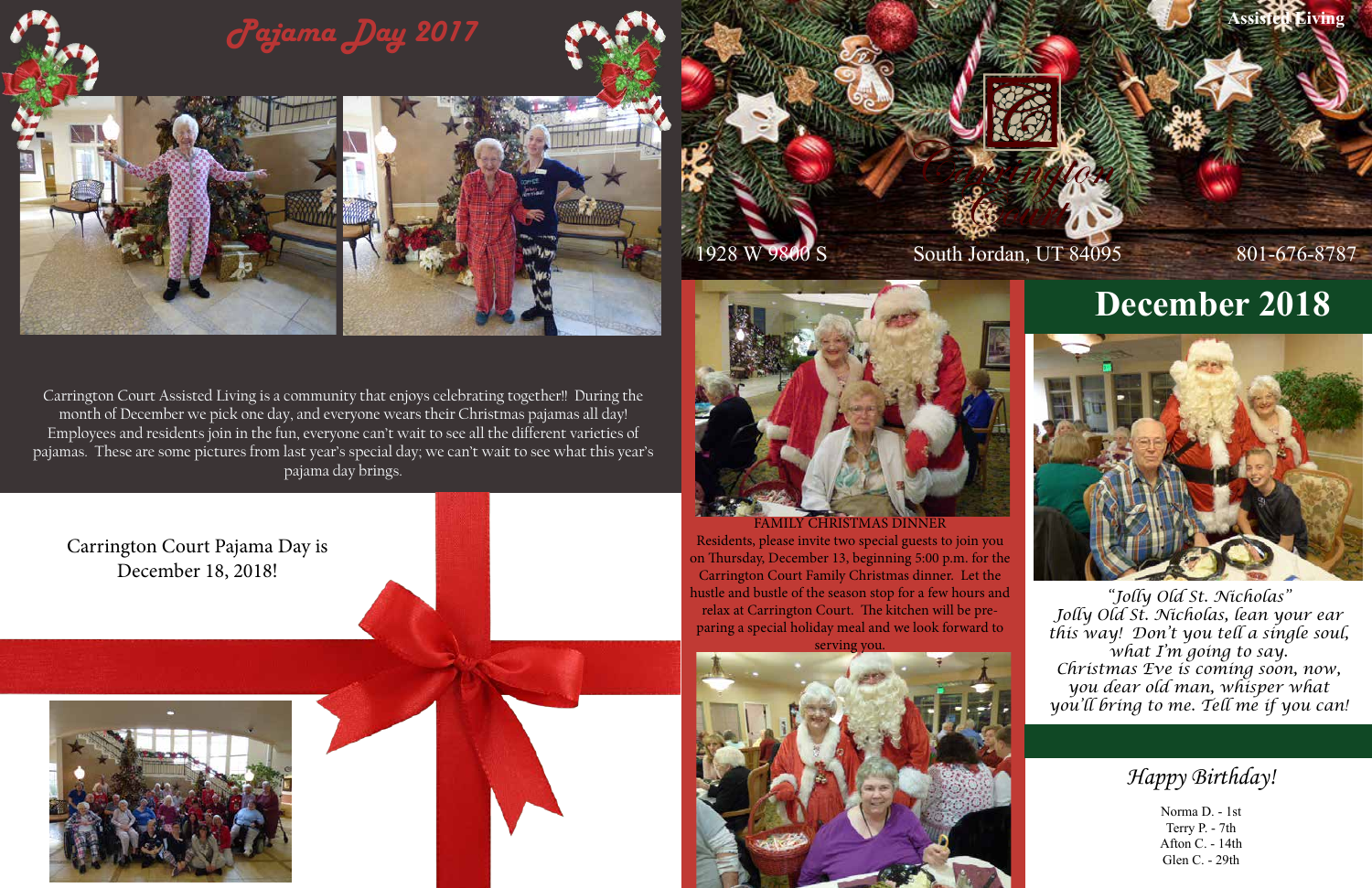# Pajama Day 2017

Carrington Court Assisted Living is a community that enjoys celebrating together!! During the month of December we pick one day, and everyone wears their Christmas pajamas all day! Employees and residents join in the fun, everyone can't wait to see all the different varieties of pajamas. These are some pictures from last year's special day; we can't wait to see what this year's pajama day brings.

Carrington Court Pajama Day is December 18, 2018!

Assisted Living

Carrington Court

1928 W 9800 S South Jordan, UT 84095 801-676-8787

# December 2018

FAMILY CHRISTMAS DINNER

Residents, please invite two special guests to join you on Thursday, December 13, beginning 5:00 p.m. for the Carrington Court Family Christmas dinner. Let the hustle and bustle of the season stop for a few hours and relax at Carrington Court. The kitchen will be preparing a special holiday meal and we look forward to serving you.

*"Jolly Old St. Nicholas"*
*Jolly Old St. Nicholas, lean your ear this way! Don't you tell a single soul, what I'm going to say.*
*Christmas Eve is coming soon, now, you dear old man, whisper what you'll bring to me. Tell me if you can!*

## *Happy Birthday!*

Norma D. - 1st
Terry P. - 7th
Afton C. - 14th
Glen C. - 29th